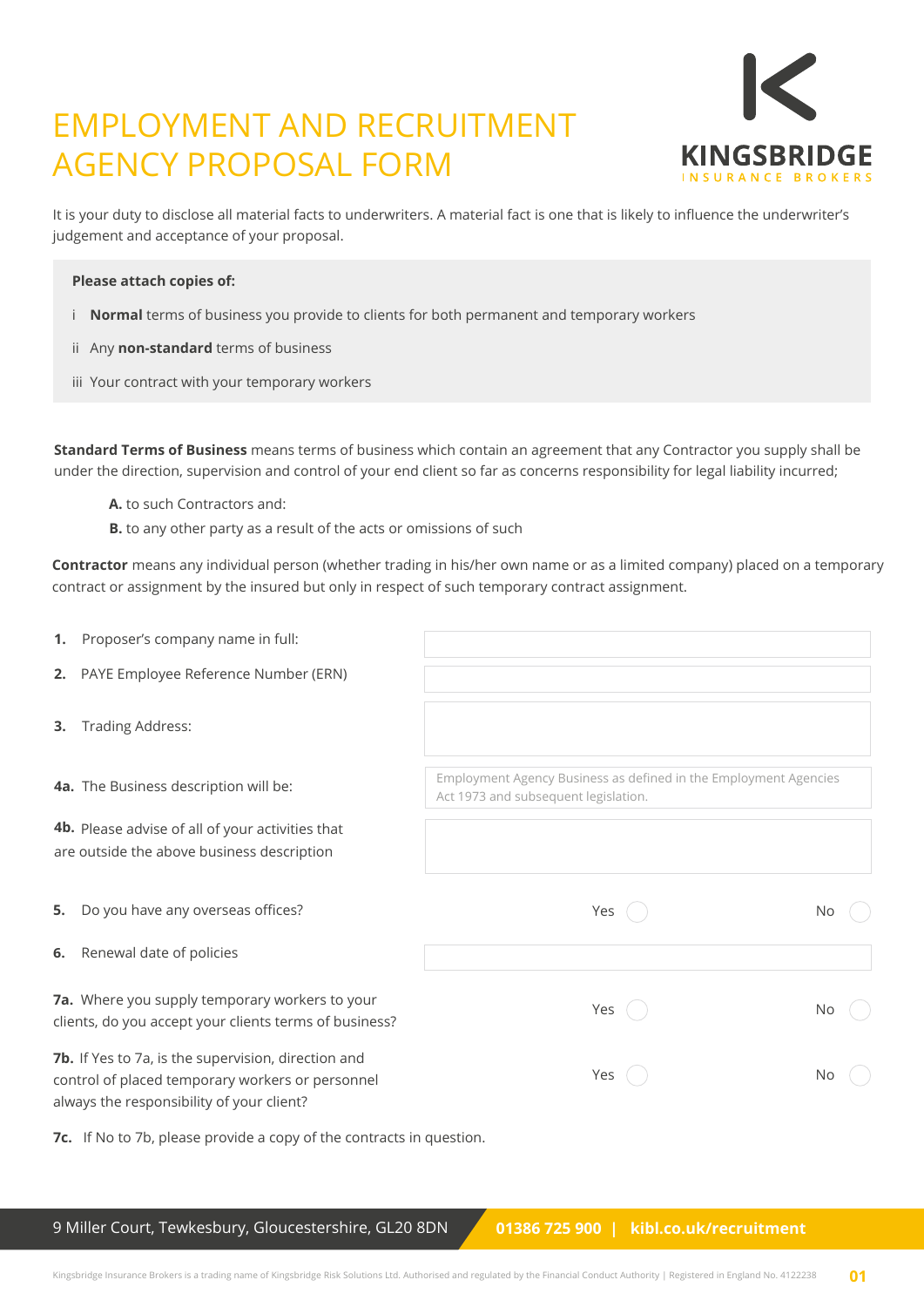# EMPLOYMENT AND RECRUITMENT AGENCY PROPOSAL FORM

KINGSBRIDGE
INSURANCE BROKERS

It is your duty to disclose all material facts to underwriters. A material fact is one that is likely to influence the underwriter's judgement and acceptance of your proposal.

**Please attach copies of:**

i **Normal** terms of business you provide to clients for both permanent and temporary workers

ii Any **non-standard** terms of business

iii Your contract with your temporary workers

**Standard Terms of Business** means terms of business which contain an agreement that any Contractor you supply shall be under the direction, supervision and control of your end client so far as concerns responsibility for legal liability incurred;

**A.** to such Contractors and:

**B.** to any other party as a result of the acts or omissions of such

**Contractor** means any individual person (whether trading in his/her own name or as a limited company) placed on a temporary contract or assignment by the insured but only in respect of such temporary contract assignment.

| Question | Answer |
|---|---|
| **1.** Proposer's company name in full: | |
| **2.** PAYE Employee Reference Number (ERN) | |
| **3.** Trading Address: | |
| **4a.** The Business description will be: | Employment Agency Business as defined in the Employment Agencies Act 1973 and subsequent legislation. |
| **4b.** Please advise of all of your activities that are outside the above business description | |
| **5.** Do you have any overseas offices? | Yes ◯ No ◯ |
| **6.** Renewal date of policies | |
| **7a.** Where you supply temporary workers to your clients, do you accept your clients terms of business? | Yes ◯ No ◯ |
| **7b.** If Yes to 7a, is the supervision, direction and control of placed temporary workers or personnel always the responsibility of your client? | Yes ◯ No ◯ |

**7c.** If No to 7b, please provide a copy of the contracts in question.

9 Miller Court, Tewkesbury, Gloucestershire, GL20 8DN | **01386 725 900** | **kibl.co.uk/recruitment**

Kingsbridge Insurance Brokers is a trading name of Kingsbridge Risk Solutions Ltd. Authorised and regulated by the Financial Conduct Authority | Registered in England No. 4122238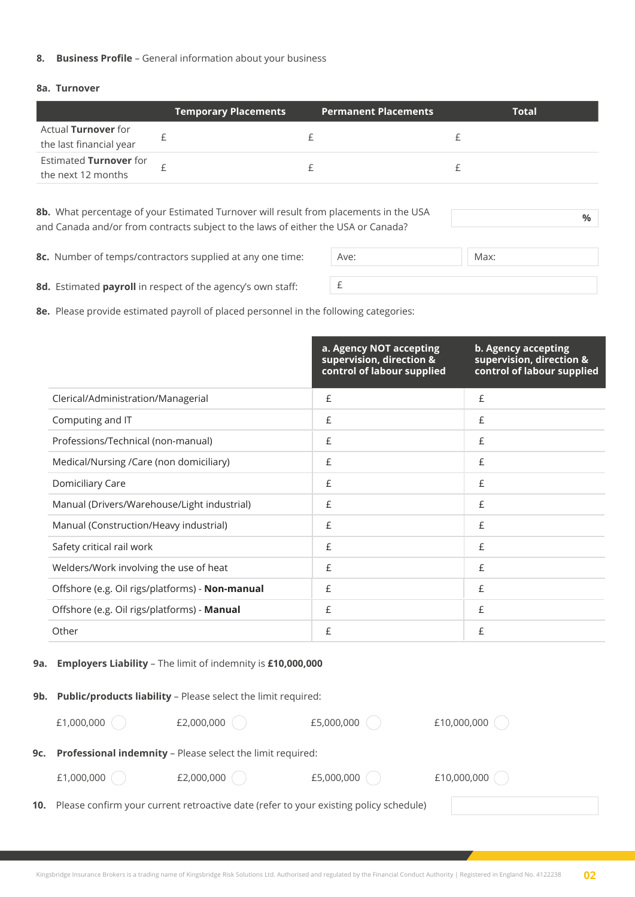**8. Business Profile** – General information about your business

**8a. Turnover**

| | Temporary Placements | Permanent Placements | Total |
|---|---|---|---|
| Actual **Turnover** for the last financial year | £ | £ | £ |
| Estimated **Turnover** for the next 12 months | £ | £ | £ |

**8b.** What percentage of your Estimated Turnover will result from placements in the USA and Canada and/or from contracts subject to the laws of either the USA or Canada? ______ %

**8c.** Number of temps/contractors supplied at any one time: Ave: ______ Max: ______

**8d.** Estimated **payroll** in respect of the agency's own staff: £ ______

**8e.** Please provide estimated payroll of placed personnel in the following categories:

| | a. Agency NOT accepting supervision, direction & control of labour supplied | b. Agency accepting supervision, direction & control of labour supplied |
|---|---|---|
| Clerical/Administration/Managerial | £ | £ |
| Computing and IT | £ | £ |
| Professions/Technical (non-manual) | £ | £ |
| Medical/Nursing /Care (non domiciliary) | £ | £ |
| Domiciliary Care | £ | £ |
| Manual (Drivers/Warehouse/Light industrial) | £ | £ |
| Manual (Construction/Heavy industrial) | £ | £ |
| Safety critical rail work | £ | £ |
| Welders/Work involving the use of heat | £ | £ |
| Offshore (e.g. Oil rigs/platforms) - **Non-manual** | £ | £ |
| Offshore (e.g. Oil rigs/platforms) - **Manual** | £ | £ |
| Other | £ | £ |

**9a. Employers Liability** – The limit of indemnity is **£10,000,000**

**9b. Public/products liability** – Please select the limit required:

£1,000,000 ◯ £2,000,000 ◯ £5,000,000 ◯ £10,000,000 ◯

**9c. Professional indemnity** – Please select the limit required:

£1,000,000 ◯ £2,000,000 ◯ £5,000,000 ◯ £10,000,000 ◯

**10.** Please confirm your current retroactive date (refer to your existing policy schedule) ______

Kingsbridge Insurance Brokers is a trading name of Kingsbridge Risk Solutions Ltd. Authorised and regulated by the Financial Conduct Authority | Registered in England No. 4122238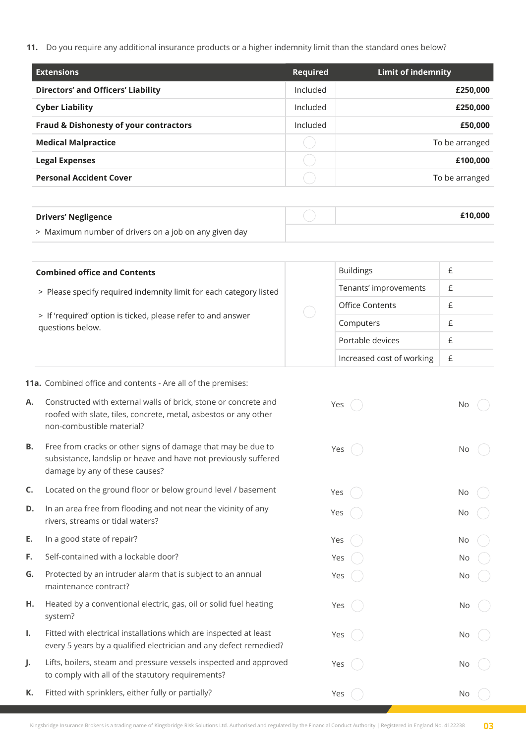11. Do you require any additional insurance products or a higher indemnity limit than the standard ones below?

| Extensions | Required | Limit of indemnity |
|---|---|---|
| **Directors' and Officers' Liability** | Included | **£250,000** |
| **Cyber Liability** | Included | **£250,000** |
| **Fraud & Dishonesty of your contractors** | Included | **£50,000** |
| **Medical Malpractice** | ◯ | To be arranged |
| **Legal Expenses** | ◯ | **£100,000** |
| **Personal Accident Cover** | ◯ | To be arranged |

| | | |
|---|---|---|
| **Drivers' Negligence** | ◯ | **£10,000** |
| > Maximum number of drivers on a job on any given day | | |

| | | | |
|---|---|---|---|
| **Combined office and Contents** | ◯ | Buildings | £ |
| > Please specify required indemnity limit for each category listed | | Tenants' improvements | £ |
| > If 'required' option is ticked, please refer to and answer questions below. | | Office Contents | £ |
| | | Computers | £ |
| | | Portable devices | £ |
| | | Increased cost of working | £ |

**11a.** Combined office and contents - Are all of the premises:

| | | Yes | No |
|---|---|---|---|
| **A.** | Constructed with external walls of brick, stone or concrete and roofed with slate, tiles, concrete, metal, asbestos or any other non-combustible material? | ◯ | ◯ |
| **B.** | Free from cracks or other signs of damage that may be due to subsistance, landslip or heave and have not previously suffered damage by any of these causes? | ◯ | ◯ |
| **C.** | Located on the ground floor or below ground level / basement | ◯ | ◯ |
| **D.** | In an area free from flooding and not near the vicinity of any rivers, streams or tidal waters? | ◯ | ◯ |
| **E.** | In a good state of repair? | ◯ | ◯ |
| **F.** | Self-contained with a lockable door? | ◯ | ◯ |
| **G.** | Protected by an intruder alarm that is subject to an annual maintenance contract? | ◯ | ◯ |
| **H.** | Heated by a conventional electric, gas, oil or solid fuel heating system? | ◯ | ◯ |
| **I.** | Fitted with electrical installations which are inspected at least every 5 years by a qualified electrician and any defect remedied? | ◯ | ◯ |
| **J.** | Lifts, boilers, steam and pressure vessels inspected and approved to comply with all of the statutory requirements? | ◯ | ◯ |
| **K.** | Fitted with sprinklers, either fully or partially? | ◯ | ◯ |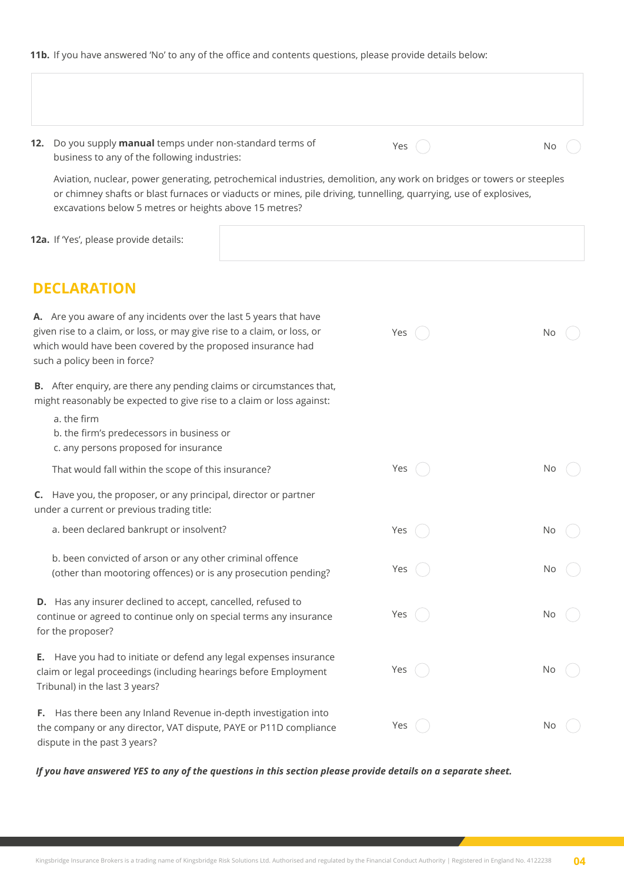**11b.** If you have answered 'No' to any of the office and contents questions, please provide details below:

&nbsp;

**12.** Do you supply **manual** temps under non-standard terms of business to any of the following industries: Yes ◯ No ◯

Aviation, nuclear, power generating, petrochemical industries, demolition, any work on bridges or towers or steeples or chimney shafts or blast furnaces or viaducts or mines, pile driving, tunnelling, quarrying, use of explosives, excavations below 5 metres or heights above 15 metres?

**12a.** If 'Yes', please provide details:

## DECLARATION

**A.** Are you aware of any incidents over the last 5 years that have given rise to a claim, or loss, or may give rise to a claim, or loss, or which would have been covered by the proposed insurance had such a policy been in force? Yes ◯ No ◯

**B.** After enquiry, are there any pending claims or circumstances that, might reasonably be expected to give rise to a claim or loss against:

a. the firm
b. the firm's predecessors in business or
c. any persons proposed for insurance

That would fall within the scope of this insurance? Yes ◯ No ◯

**C.** Have you, the proposer, or any principal, director or partner under a current or previous trading title:

a. been declared bankrupt or insolvent? Yes ◯ No ◯

b. been convicted of arson or any other criminal offence (other than mootoring offences) or is any prosecution pending? Yes ◯ No ◯

**D.** Has any insurer declined to accept, cancelled, refused to continue or agreed to continue only on special terms any insurance for the proposer? Yes ◯ No ◯

**E.** Have you had to initiate or defend any legal expenses insurance claim or legal proceedings (including hearings before Employment Tribunal) in the last 3 years? Yes ◯ No ◯

**F.** Has there been any Inland Revenue in-depth investigation into the company or any director, VAT dispute, PAYE or P11D compliance dispute in the past 3 years? Yes ◯ No ◯

***If you have answered YES to any of the questions in this section please provide details on a separate sheet.***

Kingsbridge Insurance Brokers is a trading name of Kingsbridge Risk Solutions Ltd. Authorised and regulated by the Financial Conduct Authority | Registered in England No. 4122238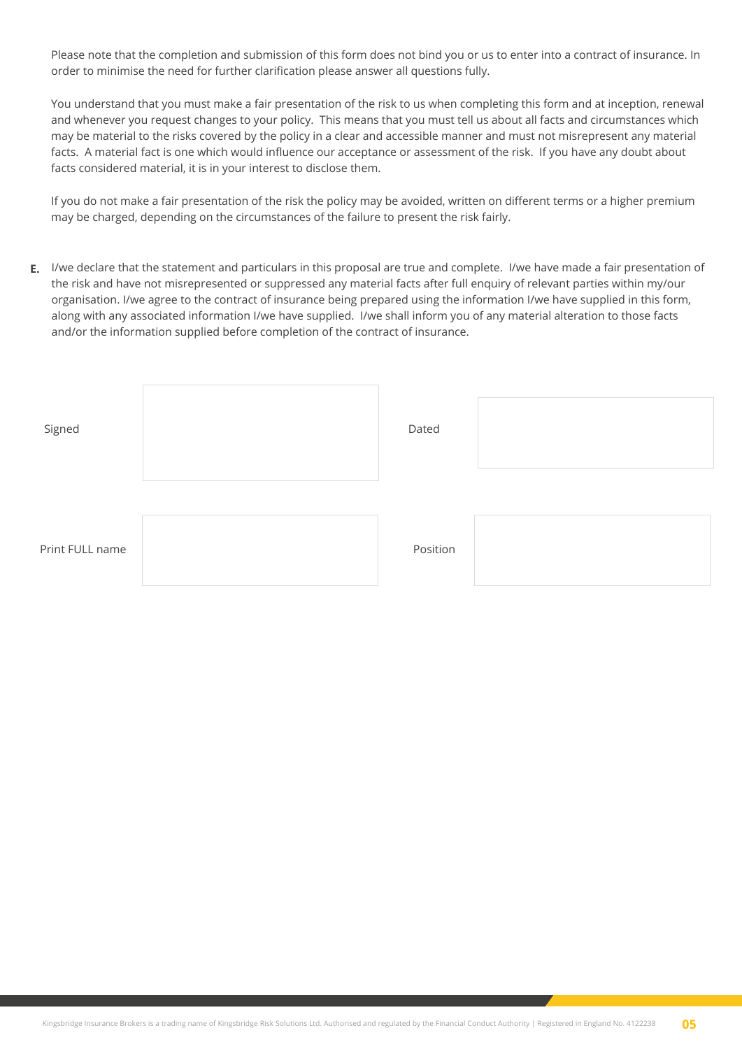Please note that the completion and submission of this form does not bind you or us to enter into a contract of insurance. In order to minimise the need for further clarification please answer all questions fully.

You understand that you must make a fair presentation of the risk to us when completing this form and at inception, renewal and whenever you request changes to your policy. This means that you must tell us about all facts and circumstances which may be material to the risks covered by the policy in a clear and accessible manner and must not misrepresent any material facts. A material fact is one which would influence our acceptance or assessment of the risk. If you have any doubt about facts considered material, it is in your interest to disclose them.

If you do not make a fair presentation of the risk the policy may be avoided, written on different terms or a higher premium may be charged, depending on the circumstances of the failure to present the risk fairly.

**E.** I/we declare that the statement and particulars in this proposal are true and complete. I/we have made a fair presentation of the risk and have not misrepresented or suppressed any material facts after full enquiry of relevant parties within my/our organisation. I/we agree to the contract of insurance being prepared using the information I/we have supplied in this form, along with any associated information I/we have supplied. I/we shall inform you of any material alteration to those facts and/or the information supplied before completion of the contract of insurance.

| | | | |
|---|---|---|---|
| Signed | | Dated | |
| Print FULL name | | Position | |

Kingsbridge Insurance Brokers is a trading name of Kingsbridge Risk Solutions Ltd. Authorised and regulated by the Financial Conduct Authority | Registered in England No. 4122238